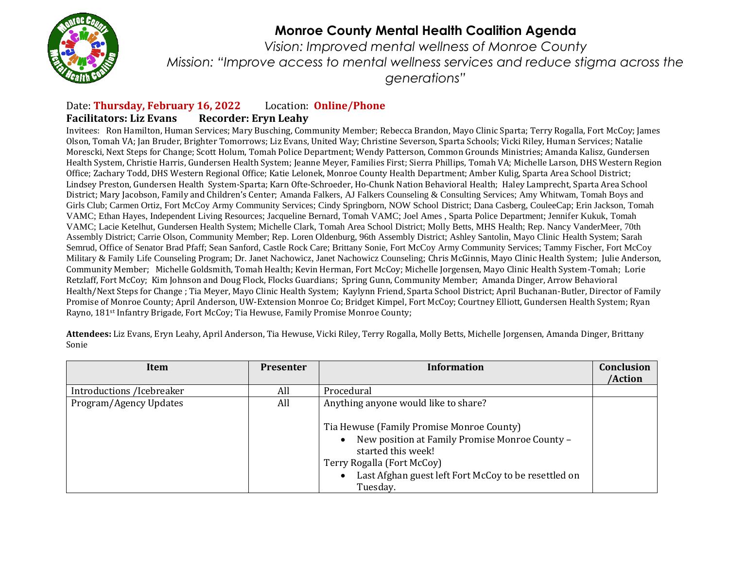# Monroe County Mental Health Coalition Agenda

*Vision: Improved mental wellness of Monroe County*

*Mission: "Improve access to mental wellness services and reduce stigma across the generations"*

Date: **Thursday, February 16, 2022** Location: **Online/Phone**

**Facilitators: Liz Evans Recorder: Eryn Leahy**

Invitees: Ron Hamilton, Human Services; Mary Busching, Community Member; Rebecca Brandon, Mayo Clinic Sparta; Terry Rogalla, Fort McCoy; James Olson, Tomah VA; Jan Bruder, Brighter Tomorrows; Liz Evans, United Way; Christine Severson, Sparta Schools; Vicki Riley, Human Services; Natalie Morescki, Next Steps for Change; Scott Holum, Tomah Police Department; Wendy Patterson, Common Grounds Ministries; Amanda Kalisz, Gundersen Health System, Christie Harris, Gundersen Health System; Jeanne Meyer, Families First; Sierra Phillips, Tomah VA; Michelle Larson, DHS Western Region Office; Zachary Todd, DHS Western Regional Office; Katie Lelonek, Monroe County Health Department; Amber Kulig, Sparta Area School District; Lindsey Preston, Gundersen Health System-Sparta; Karn Ofte-Schroeder, Ho-Chunk Nation Behavioral Health; Haley Lamprecht, Sparta Area School District; Mary Jacobson, Family and Children's Center; Amanda Falkers, AJ Falkers Counseling & Consulting Services; Amy Whitwam, Tomah Boys and Girls Club; Carmen Ortiz, Fort McCoy Army Community Services; Cindy Springborn, NOW School District; Dana Casberg, CouleeCap; Erin Jackson, Tomah VAMC; Ethan Hayes, Independent Living Resources; Jacqueline Bernard, Tomah VAMC; Joel Ames , Sparta Police Department; Jennifer Kukuk, Tomah VAMC; Lacie Ketelhut, Gundersen Health System; Michelle Clark, Tomah Area School District; Molly Betts, MHS Health; Rep. Nancy VanderMeer, 70th Assembly District; Carrie Olson, Community Member; Rep. Loren Oldenburg, 96th Assembly District; Ashley Santolin, Mayo Clinic Health System; Sarah Semrud, Office of Senator Brad Pfaff; Sean Sanford, Castle Rock Care; Brittany Sonie, Fort McCoy Army Community Services; Tammy Fischer, Fort McCoy Military & Family Life Counseling Program; Dr. Janet Nachowicz, Janet Nachowicz Counseling; Chris McGinnis, Mayo Clinic Health System; Julie Anderson, Community Member; Michelle Goldsmith, Tomah Health; Kevin Herman, Fort McCoy; Michelle Jorgensen, Mayo Clinic Health System-Tomah; Lorie Retzlaff, Fort McCoy; Kim Johnson and Doug Flock, Flocks Guardians; Spring Gunn, Community Member; Amanda Dinger, Arrow Behavioral Health/Next Steps for Change ; Tia Meyer, Mayo Clinic Health System; Kaylynn Friend, Sparta School District; April Buchanan-Butler, Director of Family Promise of Monroe County; April Anderson, UW-Extension Monroe Co; Bridget Kimpel, Fort McCoy; Courtney Elliott, Gundersen Health System; Ryan Rayno, 181st Infantry Brigade, Fort McCoy; Tia Hewuse, Family Promise Monroe County;

**Attendees:** Liz Evans, Eryn Leahy, April Anderson, Tia Hewuse, Vicki Riley, Terry Rogalla, Molly Betts, Michelle Jorgensen, Amanda Dinger, Brittany Sonie

| Item | Presenter | Information | Conclusion /Action |
|---|---|---|---|
| Introductions /Icebreaker | All | Procedural | |
| Program/Agency Updates | All | Anything anyone would like to share?<br><br>Tia Hewuse (Family Promise Monroe County)<br>• New position at Family Promise Monroe County – started this week!<br>Terry Rogalla (Fort McCoy)<br>• Last Afghan guest left Fort McCoy to be resettled on Tuesday. | |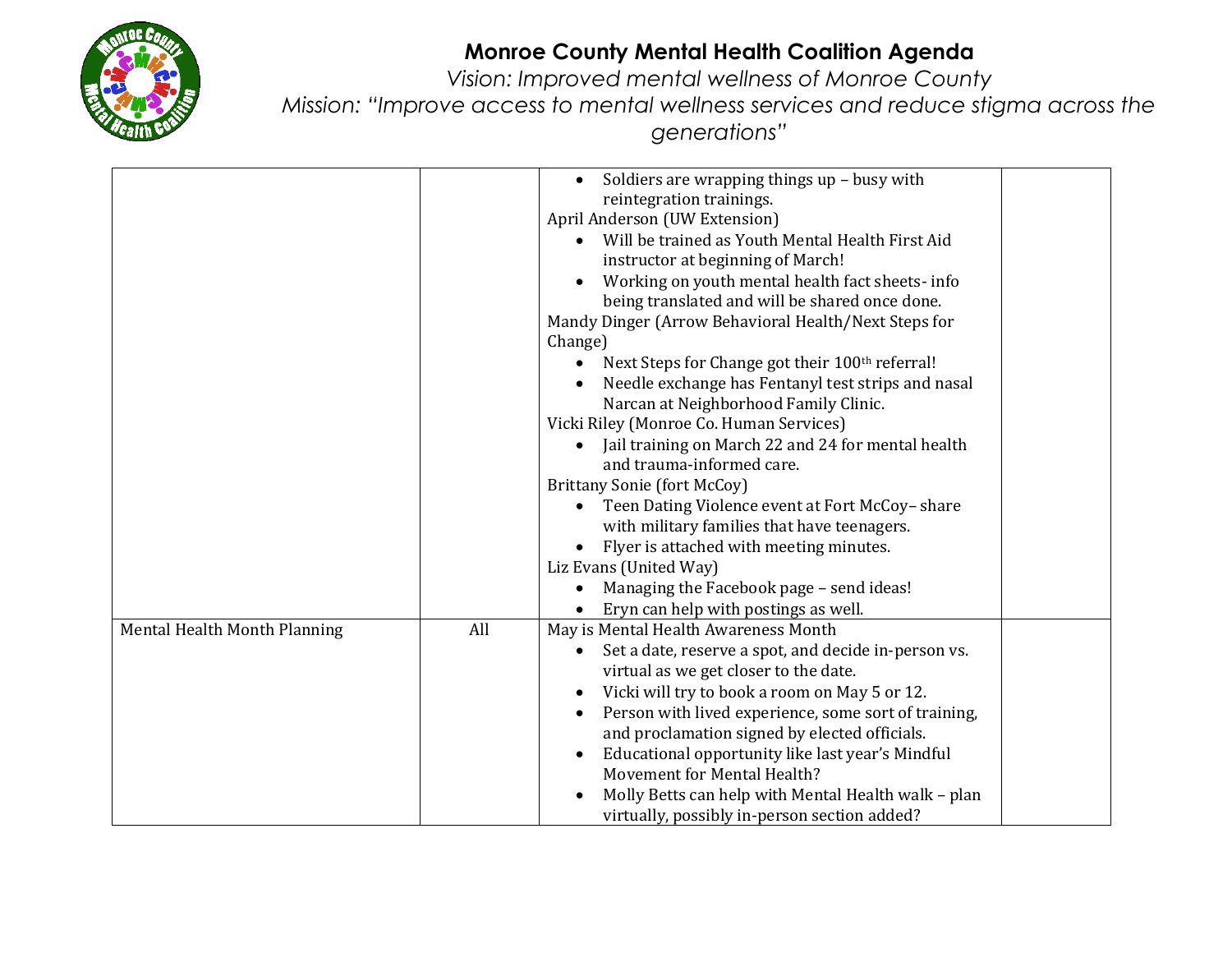# Monroe County Mental Health Coalition Agenda

*Vision: Improved mental wellness of Monroe County*

*Mission: "Improve access to mental wellness services and reduce stigma across the generations"*

| | | | |
|---|---|---|---|
| | | • Soldiers are wrapping things up – busy with reintegration trainings.<br>April Anderson (UW Extension)<br>• Will be trained as Youth Mental Health First Aid instructor at beginning of March!<br>• Working on youth mental health fact sheets- info being translated and will be shared once done.<br>Mandy Dinger (Arrow Behavioral Health/Next Steps for Change)<br>• Next Steps for Change got their 100th referral!<br>• Needle exchange has Fentanyl test strips and nasal Narcan at Neighborhood Family Clinic.<br>Vicki Riley (Monroe Co. Human Services)<br>• Jail training on March 22 and 24 for mental health and trauma-informed care.<br>Brittany Sonie (fort McCoy)<br>• Teen Dating Violence event at Fort McCoy– share with military families that have teenagers.<br>• Flyer is attached with meeting minutes.<br>Liz Evans (United Way)<br>• Managing the Facebook page – send ideas!<br>• Eryn can help with postings as well. | |
| Mental Health Month Planning | All | May is Mental Health Awareness Month<br>• Set a date, reserve a spot, and decide in-person vs. virtual as we get closer to the date.<br>• Vicki will try to book a room on May 5 or 12.<br>• Person with lived experience, some sort of training, and proclamation signed by elected officials.<br>• Educational opportunity like last year's Mindful Movement for Mental Health?<br>• Molly Betts can help with Mental Health walk – plan virtually, possibly in-person section added? | |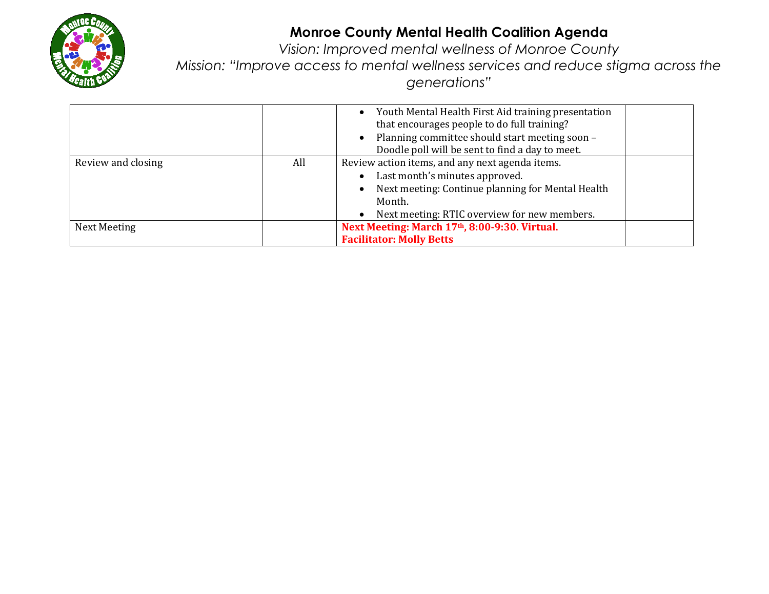**Monroe County Mental Health Coalition Agenda**

*Vision: Improved mental wellness of Monroe County*

*Mission: "Improve access to mental wellness services and reduce stigma across the generations"*

| | | | |
|---|---|---|---|
| | | • Youth Mental Health First Aid training presentation that encourages people to do full training?<br>• Planning committee should start meeting soon – Doodle poll will be sent to find a day to meet. | |
| Review and closing | All | Review action items, and any next agenda items.<br>• Last month's minutes approved.<br>• Next meeting: Continue planning for Mental Health Month.<br>• Next meeting: RTIC overview for new members. | |
| Next Meeting | | **Next Meeting: March 17th, 8:00-9:30. Virtual.**<br>**Facilitator: Molly Betts** | |